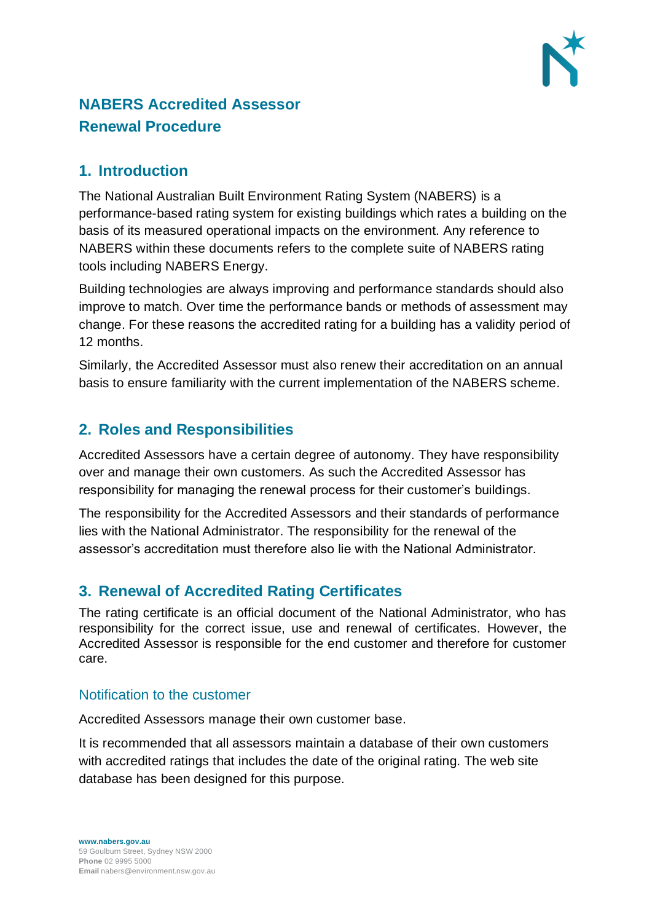# NABERS Accredited Assessor Renewal Procedure

## 1. Introduction

The National Australian Built Environment Rating System (NABERS) is a performance-based rating system for existing buildings which rates a building on the basis of its measured operational impacts on the environment. Any reference to NABERS within these documents refers to the complete suite of NABERS rating tools including NABERS Energy.

Building technologies are always improving and performance standards should also improve to match. Over time the performance bands or methods of assessment may change. For these reasons the accredited rating for a building has a validity period of 12 months.

Similarly, the Accredited Assessor must also renew their accreditation on an annual basis to ensure familiarity with the current implementation of the NABERS scheme.

## 2. Roles and Responsibilities

Accredited Assessors have a certain degree of autonomy. They have responsibility over and manage their own customers. As such the Accredited Assessor has responsibility for managing the renewal process for their customer's buildings.

The responsibility for the Accredited Assessors and their standards of performance lies with the National Administrator. The responsibility for the renewal of the assessor's accreditation must therefore also lie with the National Administrator.

## 3. Renewal of Accredited Rating Certificates

The rating certificate is an official document of the National Administrator, who has responsibility for the correct issue, use and renewal of certificates. However, the Accredited Assessor is responsible for the end customer and therefore for customer care.

### Notification to the customer

Accredited Assessors manage their own customer base.

It is recommended that all assessors maintain a database of their own customers with accredited ratings that includes the date of the original rating. The web site database has been designed for this purpose.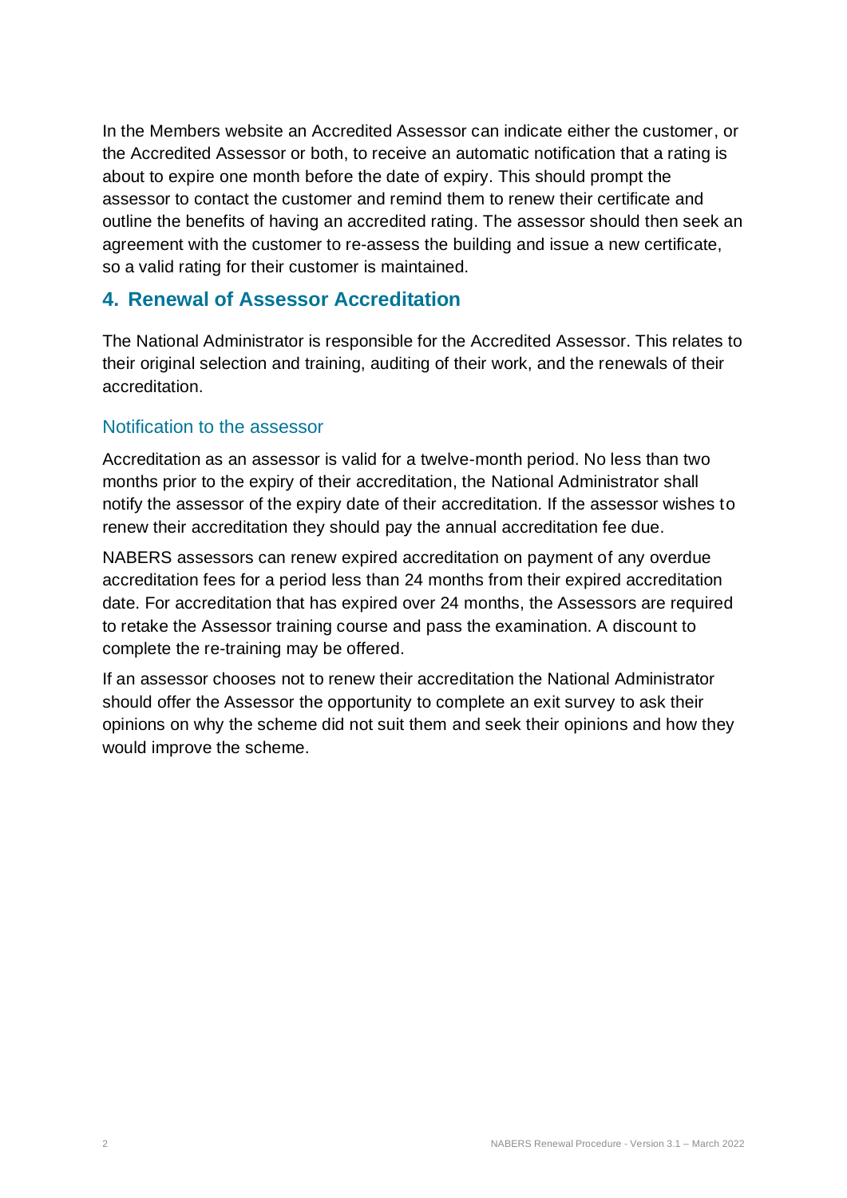In the Members website an Accredited Assessor can indicate either the customer, or the Accredited Assessor or both, to receive an automatic notification that a rating is about to expire one month before the date of expiry. This should prompt the assessor to contact the customer and remind them to renew their certificate and outline the benefits of having an accredited rating. The assessor should then seek an agreement with the customer to re-assess the building and issue a new certificate, so a valid rating for their customer is maintained.

## 4. Renewal of Assessor Accreditation

The National Administrator is responsible for the Accredited Assessor. This relates to their original selection and training, auditing of their work, and the renewals of their accreditation.

### Notification to the assessor

Accreditation as an assessor is valid for a twelve-month period. No less than two months prior to the expiry of their accreditation, the National Administrator shall notify the assessor of the expiry date of their accreditation. If the assessor wishes to renew their accreditation they should pay the annual accreditation fee due.

NABERS assessors can renew expired accreditation on payment of any overdue accreditation fees for a period less than 24 months from their expired accreditation date. For accreditation that has expired over 24 months, the Assessors are required to retake the Assessor training course and pass the examination. A discount to complete the re-training may be offered.

If an assessor chooses not to renew their accreditation the National Administrator should offer the Assessor the opportunity to complete an exit survey to ask their opinions on why the scheme did not suit them and seek their opinions and how they would improve the scheme.